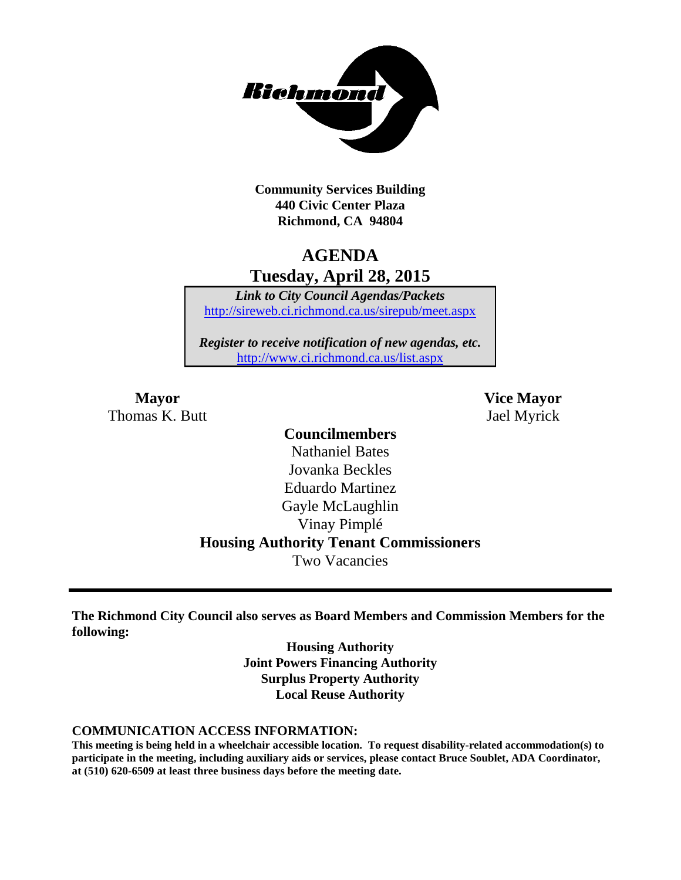**Community Services Building**
**440 Civic Center Plaza**
**Richmond, CA 94804**

# AGENDA

## Tuesday, April 28, 2015

***Link to City Council Agendas/Packets***
http://sireweb.ci.richmond.ca.us/sirepub/meet.aspx

***Register to receive notification of new agendas, etc.***
http://www.ci.richmond.ca.us/list.aspx

**Mayor**
Thomas K. Butt

**Vice Mayor**
Jael Myrick

**Councilmembers**
Nathaniel Bates
Jovanka Beckles
Eduardo Martinez
Gayle McLaughlin
Vinay Pimplé

**Housing Authority Tenant Commissioners**
Two Vacancies

**The Richmond City Council also serves as Board Members and Commission Members for the following:**

**Housing Authority**
**Joint Powers Financing Authority**
**Surplus Property Authority**
**Local Reuse Authority**

**COMMUNICATION ACCESS INFORMATION:**

**This meeting is being held in a wheelchair accessible location. To request disability-related accommodation(s) to participate in the meeting, including auxiliary aids or services, please contact Bruce Soublet, ADA Coordinator, at (510) 620-6509 at least three business days before the meeting date.**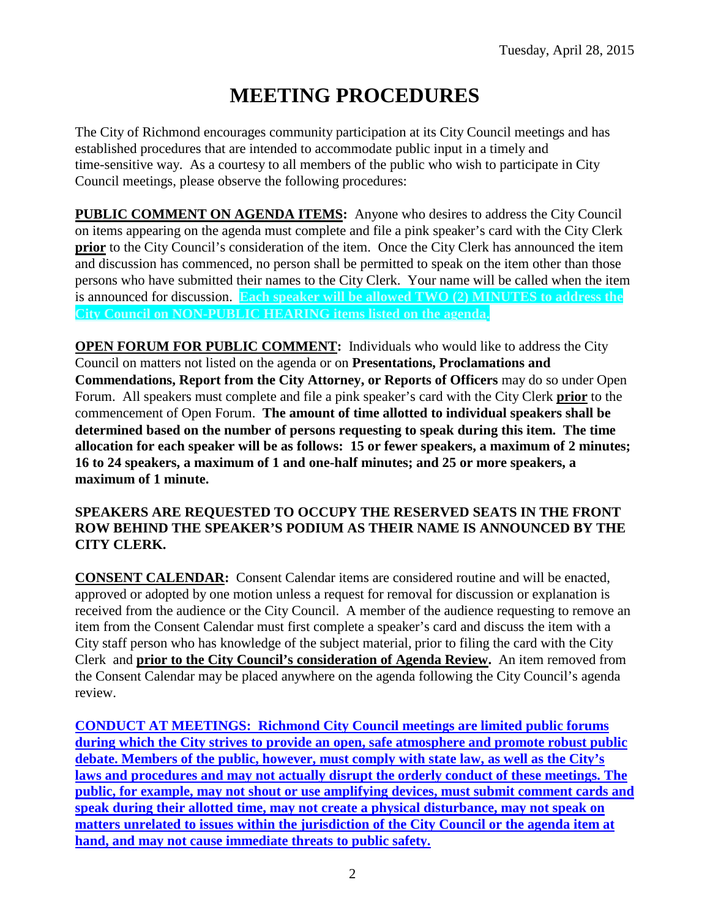Tuesday, April 28, 2015

# MEETING PROCEDURES

The City of Richmond encourages community participation at its City Council meetings and has established procedures that are intended to accommodate public input in a timely and time-sensitive way. As a courtesy to all members of the public who wish to participate in City Council meetings, please observe the following procedures:

**PUBLIC COMMENT ON AGENDA ITEMS:** Anyone who desires to address the City Council on items appearing on the agenda must complete and file a pink speaker's card with the City Clerk **prior** to the City Council's consideration of the item. Once the City Clerk has announced the item and discussion has commenced, no person shall be permitted to speak on the item other than those persons who have submitted their names to the City Clerk. Your name will be called when the item is announced for discussion. **Each speaker will be allowed TWO (2) MINUTES to address the City Council on NON-PUBLIC HEARING items listed on the agenda.**

**OPEN FORUM FOR PUBLIC COMMENT:** Individuals who would like to address the City Council on matters not listed on the agenda or on **Presentations, Proclamations and Commendations, Report from the City Attorney, or Reports of Officers** may do so under Open Forum. All speakers must complete and file a pink speaker's card with the City Clerk **prior** to the commencement of Open Forum. **The amount of time allotted to individual speakers shall be determined based on the number of persons requesting to speak during this item. The time allocation for each speaker will be as follows: 15 or fewer speakers, a maximum of 2 minutes; 16 to 24 speakers, a maximum of 1 and one-half minutes; and 25 or more speakers, a maximum of 1 minute.**

**SPEAKERS ARE REQUESTED TO OCCUPY THE RESERVED SEATS IN THE FRONT ROW BEHIND THE SPEAKER'S PODIUM AS THEIR NAME IS ANNOUNCED BY THE CITY CLERK.**

**CONSENT CALENDAR:** Consent Calendar items are considered routine and will be enacted, approved or adopted by one motion unless a request for removal for discussion or explanation is received from the audience or the City Council. A member of the audience requesting to remove an item from the Consent Calendar must first complete a speaker's card and discuss the item with a City staff person who has knowledge of the subject material, prior to filing the card with the City Clerk and **prior to the City Council's consideration of Agenda Review.** An item removed from the Consent Calendar may be placed anywhere on the agenda following the City Council's agenda review.

**CONDUCT AT MEETINGS: Richmond City Council meetings are limited public forums during which the City strives to provide an open, safe atmosphere and promote robust public debate. Members of the public, however, must comply with state law, as well as the City's laws and procedures and may not actually disrupt the orderly conduct of these meetings. The public, for example, may not shout or use amplifying devices, must submit comment cards and speak during their allotted time, may not create a physical disturbance, may not speak on matters unrelated to issues within the jurisdiction of the City Council or the agenda item at hand, and may not cause immediate threats to public safety.**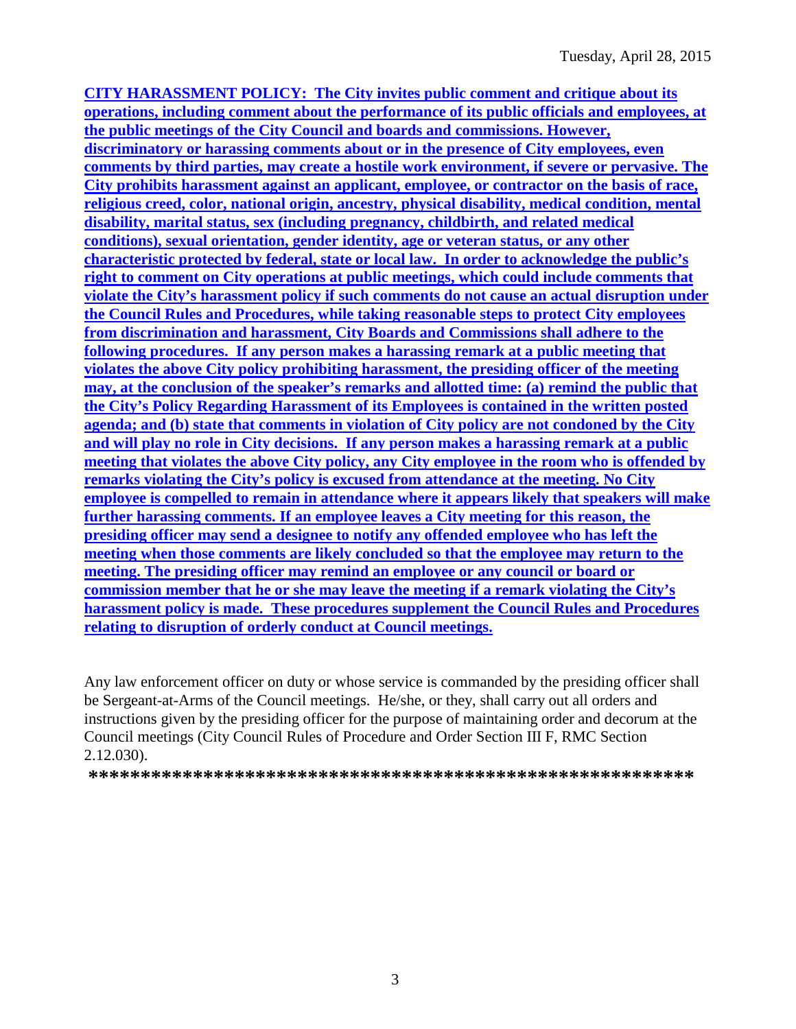**CITY HARASSMENT POLICY: The City invites public comment and critique about its operations, including comment about the performance of its public officials and employees, at the public meetings of the City Council and boards and commissions. However, discriminatory or harassing comments about or in the presence of City employees, even comments by third parties, may create a hostile work environment, if severe or pervasive. The City prohibits harassment against an applicant, employee, or contractor on the basis of race, religious creed, color, national origin, ancestry, physical disability, medical condition, mental disability, marital status, sex (including pregnancy, childbirth, and related medical conditions), sexual orientation, gender identity, age or veteran status, or any other characteristic protected by federal, state or local law. In order to acknowledge the public's right to comment on City operations at public meetings, which could include comments that violate the City's harassment policy if such comments do not cause an actual disruption under the Council Rules and Procedures, while taking reasonable steps to protect City employees from discrimination and harassment, City Boards and Commissions shall adhere to the following procedures. If any person makes a harassing remark at a public meeting that violates the above City policy prohibiting harassment, the presiding officer of the meeting may, at the conclusion of the speaker's remarks and allotted time: (a) remind the public that the City's Policy Regarding Harassment of its Employees is contained in the written posted agenda; and (b) state that comments in violation of City policy are not condoned by the City and will play no role in City decisions. If any person makes a harassing remark at a public meeting that violates the above City policy, any City employee in the room who is offended by remarks violating the City's policy is excused from attendance at the meeting. No City employee is compelled to remain in attendance where it appears likely that speakers will make further harassing comments. If an employee leaves a City meeting for this reason, the presiding officer may send a designee to notify any offended employee who has left the meeting when those comments are likely concluded so that the employee may return to the meeting. The presiding officer may remind an employee or any council or board or commission member that he or she may leave the meeting if a remark violating the City's harassment policy is made. These procedures supplement the Council Rules and Procedures relating to disruption of orderly conduct at Council meetings.**

Any law enforcement officer on duty or whose service is commanded by the presiding officer shall be Sergeant-at-Arms of the Council meetings. He/she, or they, shall carry out all orders and instructions given by the presiding officer for the purpose of maintaining order and decorum at the Council meetings (City Council Rules of Procedure and Order Section III F, RMC Section 2.12.030).

**\*\*\*\*\*\*\*\*\*\*\*\*\*\*\*\*\*\*\*\*\*\*\*\*\*\*\*\*\*\*\*\*\*\*\*\*\*\*\*\*\*\*\*\*\*\*\*\*\*\*\*\*\*\*\*\*\*\*\*\***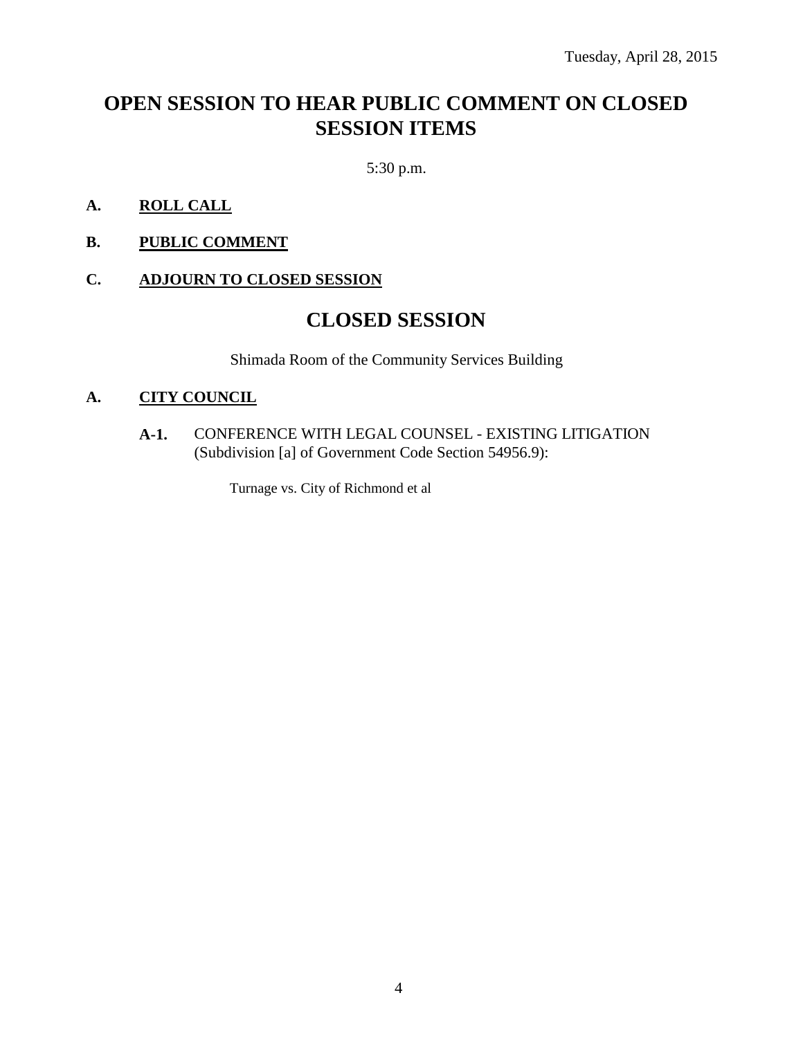Tuesday, April 28, 2015

# OPEN SESSION TO HEAR PUBLIC COMMENT ON CLOSED SESSION ITEMS

5:30 p.m.

**A. ROLL CALL**

**B. PUBLIC COMMENT**

**C. ADJOURN TO CLOSED SESSION**

# CLOSED SESSION

Shimada Room of the Community Services Building

**A. CITY COUNCIL**

**A-1.** CONFERENCE WITH LEGAL COUNSEL - EXISTING LITIGATION (Subdivision [a] of Government Code Section 54956.9):

Turnage vs. City of Richmond et al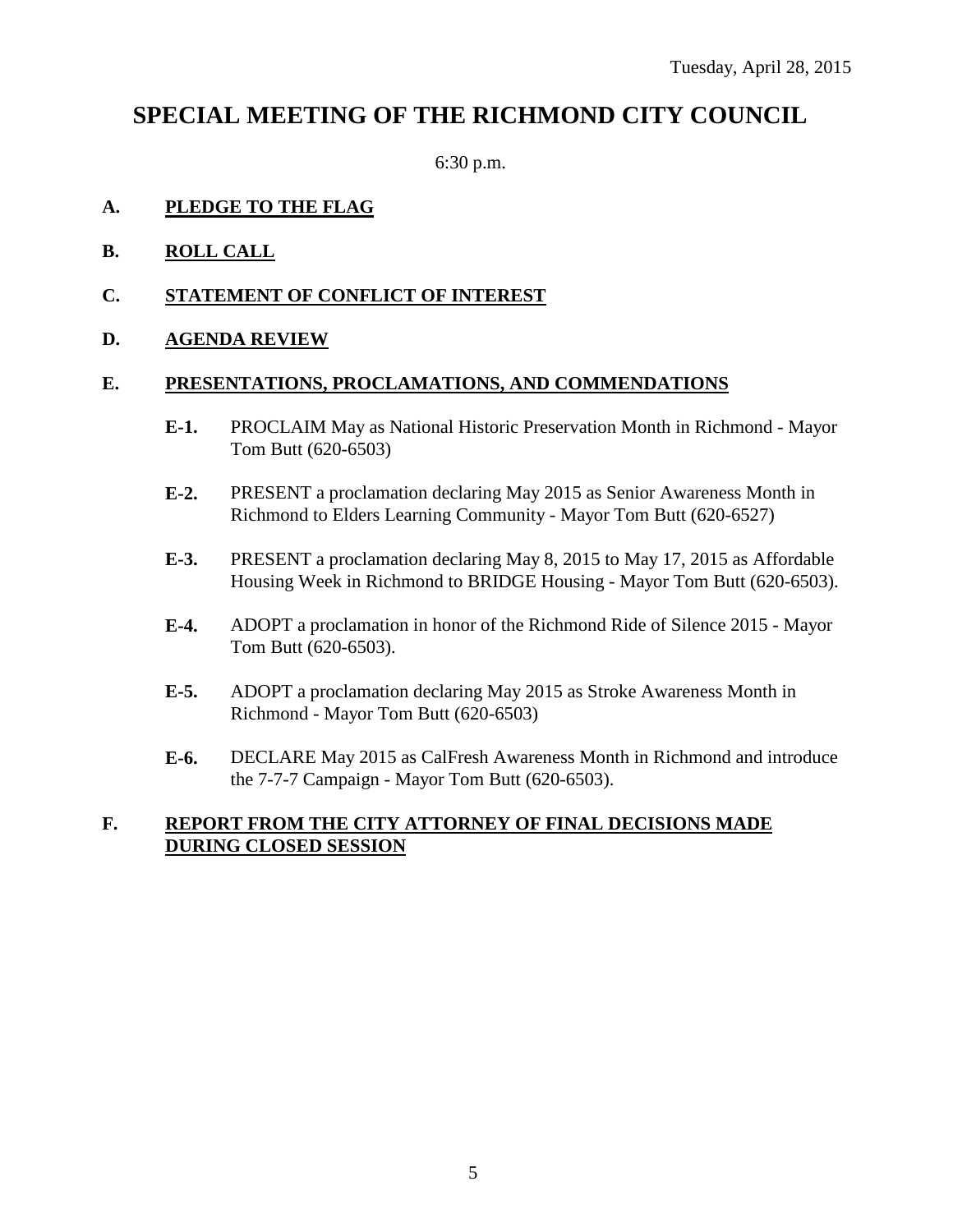Tuesday, April 28, 2015

# SPECIAL MEETING OF THE RICHMOND CITY COUNCIL

6:30 p.m.

## A. PLEDGE TO THE FLAG

## B. ROLL CALL

## C. STATEMENT OF CONFLICT OF INTEREST

## D. AGENDA REVIEW

## E. PRESENTATIONS, PROCLAMATIONS, AND COMMENDATIONS

**E-1.** PROCLAIM May as National Historic Preservation Month in Richmond - Mayor Tom Butt (620-6503)

**E-2.** PRESENT a proclamation declaring May 2015 as Senior Awareness Month in Richmond to Elders Learning Community - Mayor Tom Butt (620-6527)

**E-3.** PRESENT a proclamation declaring May 8, 2015 to May 17, 2015 as Affordable Housing Week in Richmond to BRIDGE Housing - Mayor Tom Butt (620-6503).

**E-4.** ADOPT a proclamation in honor of the Richmond Ride of Silence 2015 - Mayor Tom Butt (620-6503).

**E-5.** ADOPT a proclamation declaring May 2015 as Stroke Awareness Month in Richmond - Mayor Tom Butt (620-6503)

**E-6.** DECLARE May 2015 as CalFresh Awareness Month in Richmond and introduce the 7-7-7 Campaign - Mayor Tom Butt (620-6503).

## F. REPORT FROM THE CITY ATTORNEY OF FINAL DECISIONS MADE DURING CLOSED SESSION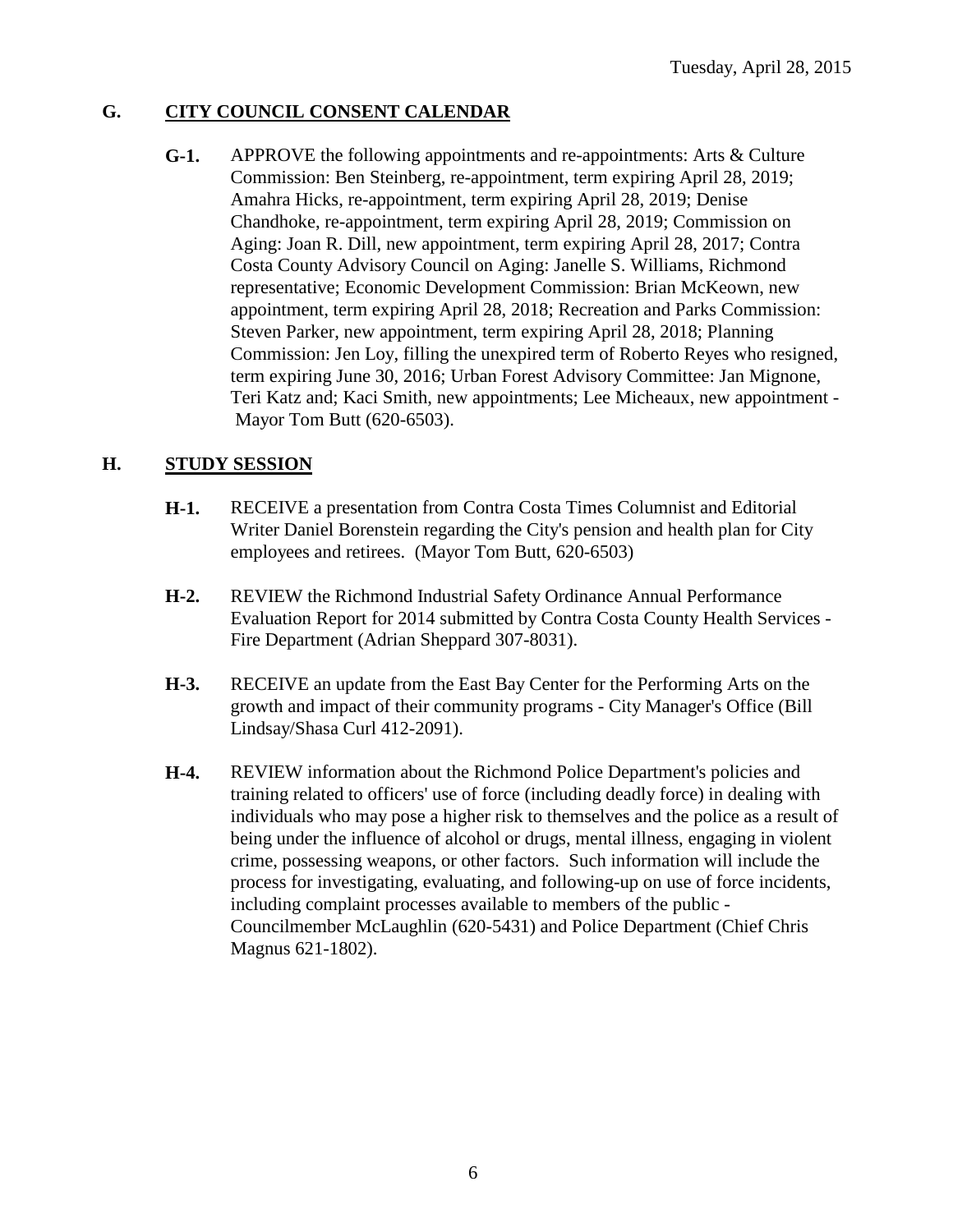## G. CITY COUNCIL CONSENT CALENDAR

**G-1.** APPROVE the following appointments and re-appointments: Arts & Culture Commission: Ben Steinberg, re-appointment, term expiring April 28, 2019; Amahra Hicks, re-appointment, term expiring April 28, 2019; Denise Chandhoke, re-appointment, term expiring April 28, 2019; Commission on Aging: Joan R. Dill, new appointment, term expiring April 28, 2017; Contra Costa County Advisory Council on Aging: Janelle S. Williams, Richmond representative; Economic Development Commission: Brian McKeown, new appointment, term expiring April 28, 2018; Recreation and Parks Commission: Steven Parker, new appointment, term expiring April 28, 2018; Planning Commission: Jen Loy, filling the unexpired term of Roberto Reyes who resigned, term expiring June 30, 2016; Urban Forest Advisory Committee: Jan Mignone, Teri Katz and; Kaci Smith, new appointments; Lee Micheaux, new appointment - Mayor Tom Butt (620-6503).

## H. STUDY SESSION

**H-1.** RECEIVE a presentation from Contra Costa Times Columnist and Editorial Writer Daniel Borenstein regarding the City's pension and health plan for City employees and retirees. (Mayor Tom Butt, 620-6503)

**H-2.** REVIEW the Richmond Industrial Safety Ordinance Annual Performance Evaluation Report for 2014 submitted by Contra Costa County Health Services - Fire Department (Adrian Sheppard 307-8031).

**H-3.** RECEIVE an update from the East Bay Center for the Performing Arts on the growth and impact of their community programs - City Manager's Office (Bill Lindsay/Shasa Curl 412-2091).

**H-4.** REVIEW information about the Richmond Police Department's policies and training related to officers' use of force (including deadly force) in dealing with individuals who may pose a higher risk to themselves and the police as a result of being under the influence of alcohol or drugs, mental illness, engaging in violent crime, possessing weapons, or other factors. Such information will include the process for investigating, evaluating, and following-up on use of force incidents, including complaint processes available to members of the public - Councilmember McLaughlin (620-5431) and Police Department (Chief Chris Magnus 621-1802).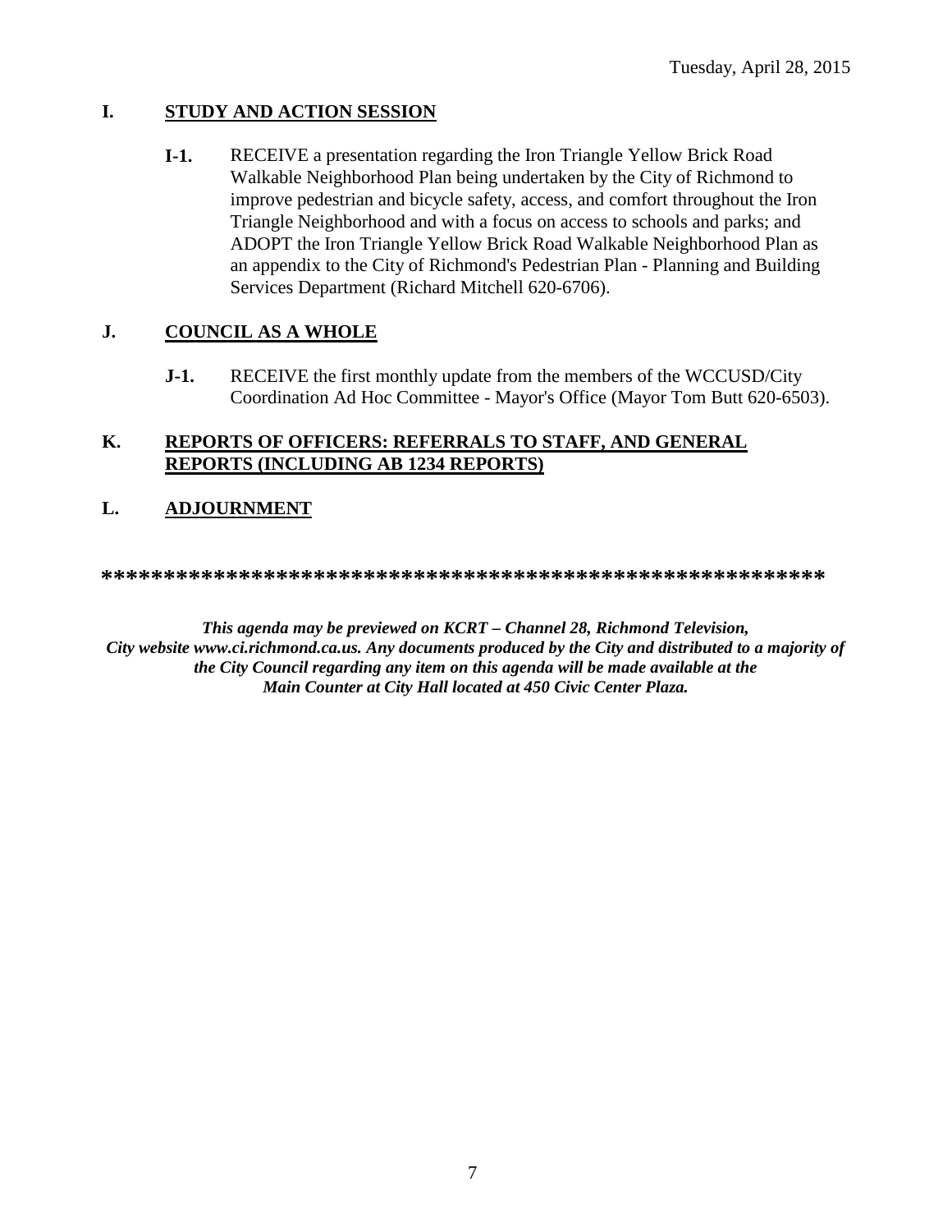Tuesday, April 28, 2015

## I. STUDY AND ACTION SESSION

**I-1.** RECEIVE a presentation regarding the Iron Triangle Yellow Brick Road Walkable Neighborhood Plan being undertaken by the City of Richmond to improve pedestrian and bicycle safety, access, and comfort throughout the Iron Triangle Neighborhood and with a focus on access to schools and parks; and ADOPT the Iron Triangle Yellow Brick Road Walkable Neighborhood Plan as an appendix to the City of Richmond's Pedestrian Plan - Planning and Building Services Department (Richard Mitchell 620-6706).

## J. COUNCIL AS A WHOLE

**J-1.** RECEIVE the first monthly update from the members of the WCCUSD/City Coordination Ad Hoc Committee - Mayor's Office (Mayor Tom Butt 620-6503).

## K. REPORTS OF OFFICERS: REFERRALS TO STAFF, AND GENERAL REPORTS (INCLUDING AB 1234 REPORTS)

## L. ADJOURNMENT

**********************************************************

***This agenda may be previewed on KCRT – Channel 28, Richmond Television, City website www.ci.richmond.ca.us. Any documents produced by the City and distributed to a majority of the City Council regarding any item on this agenda will be made available at the Main Counter at City Hall located at 450 Civic Center Plaza.***